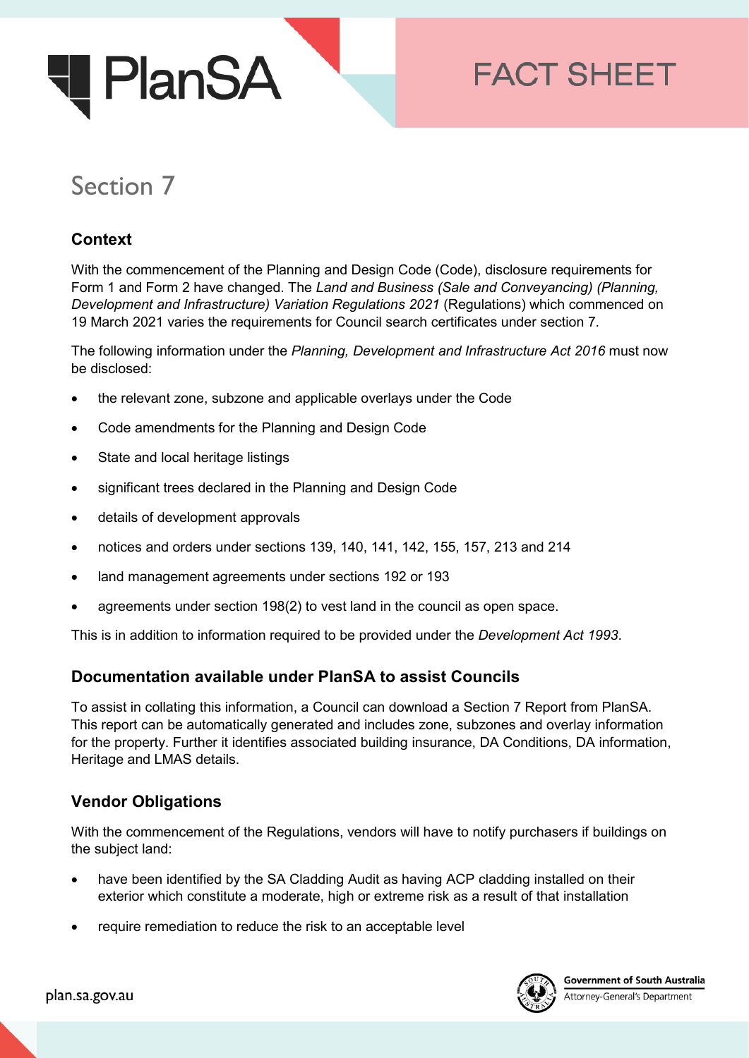FACT SHEET

# Section 7

## Context

With the commencement of the Planning and Design Code (Code), disclosure requirements for Form 1 and Form 2 have changed. The *Land and Business (Sale and Conveyancing) (Planning, Development and Infrastructure) Variation Regulations 2021* (Regulations) which commenced on 19 March 2021 varies the requirements for Council search certificates under section 7.

The following information under the *Planning, Development and Infrastructure Act 2016* must now be disclosed:

- the relevant zone, subzone and applicable overlays under the Code
- Code amendments for the Planning and Design Code
- State and local heritage listings
- significant trees declared in the Planning and Design Code
- details of development approvals
- notices and orders under sections 139, 140, 141, 142, 155, 157, 213 and 214
- land management agreements under sections 192 or 193
- agreements under section 198(2) to vest land in the council as open space.

This is in addition to information required to be provided under the *Development Act 1993*.

## Documentation available under PlanSA to assist Councils

To assist in collating this information, a Council can download a Section 7 Report from PlanSA. This report can be automatically generated and includes zone, subzones and overlay information for the property. Further it identifies associated building insurance, DA Conditions, DA information, Heritage and LMAS details.

## Vendor Obligations

With the commencement of the Regulations, vendors will have to notify purchasers if buildings on the subject land:

- have been identified by the SA Cladding Audit as having ACP cladding installed on their exterior which constitute a moderate, high or extreme risk as a result of that installation
- require remediation to reduce the risk to an acceptable level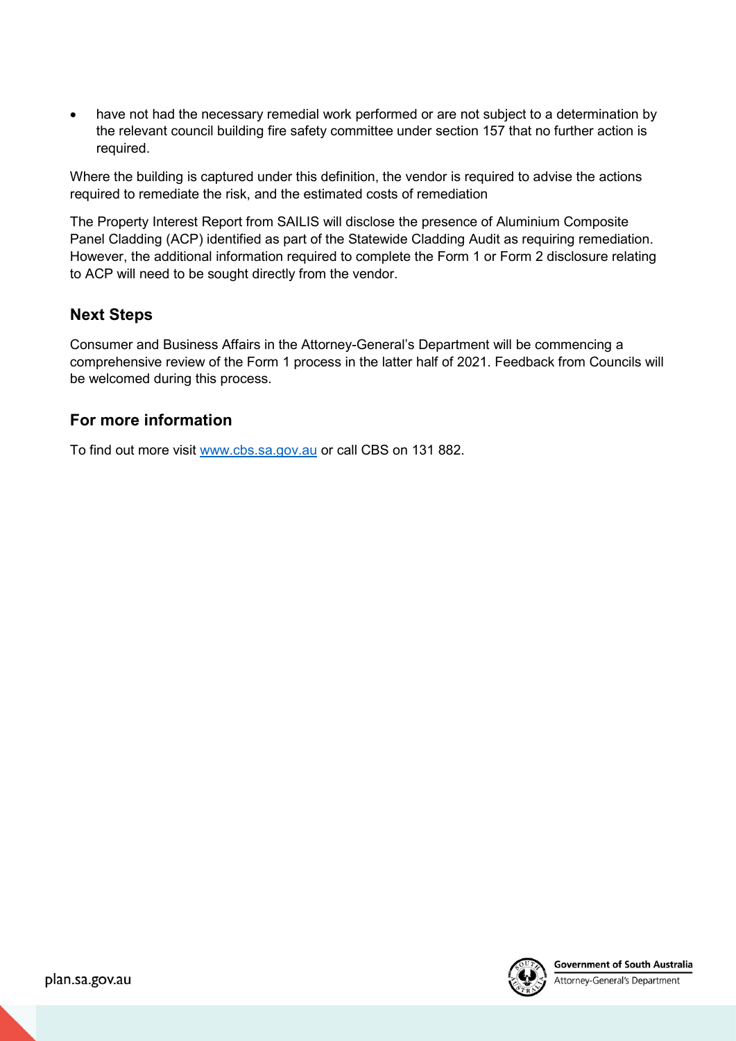- have not had the necessary remedial work performed or are not subject to a determination by the relevant council building fire safety committee under section 157 that no further action is required.

Where the building is captured under this definition, the vendor is required to advise the actions required to remediate the risk, and the estimated costs of remediation

The Property Interest Report from SAILIS will disclose the presence of Aluminium Composite Panel Cladding (ACP) identified as part of the Statewide Cladding Audit as requiring remediation. However, the additional information required to complete the Form 1 or Form 2 disclosure relating to ACP will need to be sought directly from the vendor.

## Next Steps

Consumer and Business Affairs in the Attorney-General's Department will be commencing a comprehensive review of the Form 1 process in the latter half of 2021. Feedback from Councils will be welcomed during this process.

## For more information

To find out more visit [www.cbs.sa.gov.au](http://www.cbs.sa.gov.au) or call CBS on 131 882.